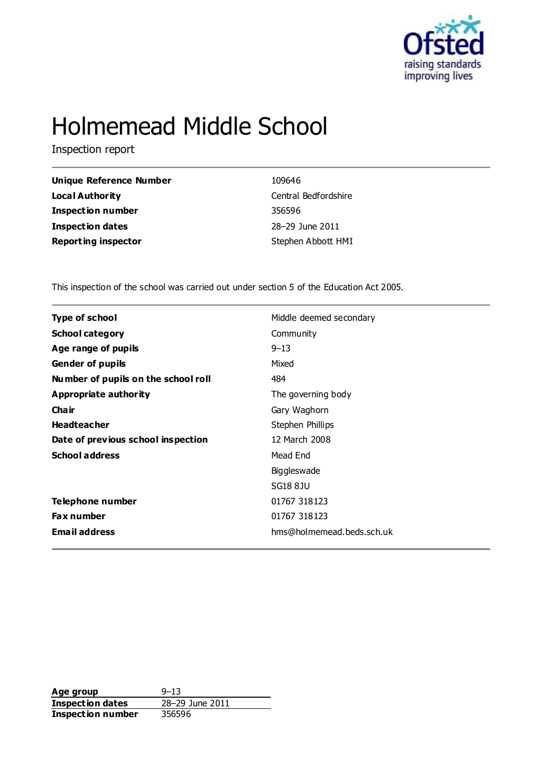# Holmemead Middle School

Inspection report

| | |
|---|---|
| **Unique Reference Number** | 109646 |
| **Local Authority** | Central Bedfordshire |
| **Inspection number** | 356596 |
| **Inspection dates** | 28–29 June 2011 |
| **Reporting inspector** | Stephen Abbott HMI |

This inspection of the school was carried out under section 5 of the Education Act 2005.

| | |
|---|---|
| **Type of school** | Middle deemed secondary |
| **School category** | Community |
| **Age range of pupils** | 9–13 |
| **Gender of pupils** | Mixed |
| **Number of pupils on the school roll** | 484 |
| **Appropriate authority** | The governing body |
| **Chair** | Gary Waghorn |
| **Headteacher** | Stephen Phillips |
| **Date of previous school inspection** | 12 March 2008 |
| **School address** | Mead End<br>Biggleswade<br>SG18 8JU |
| **Telephone number** | 01767 318123 |
| **Fax number** | 01767 318123 |
| **Email address** | hms@holmemead.beds.sch.uk |

| | |
|---|---|
| **Age group** | 9–13 |
| **Inspection dates** | 28–29 June 2011 |
| **Inspection number** | 356596 |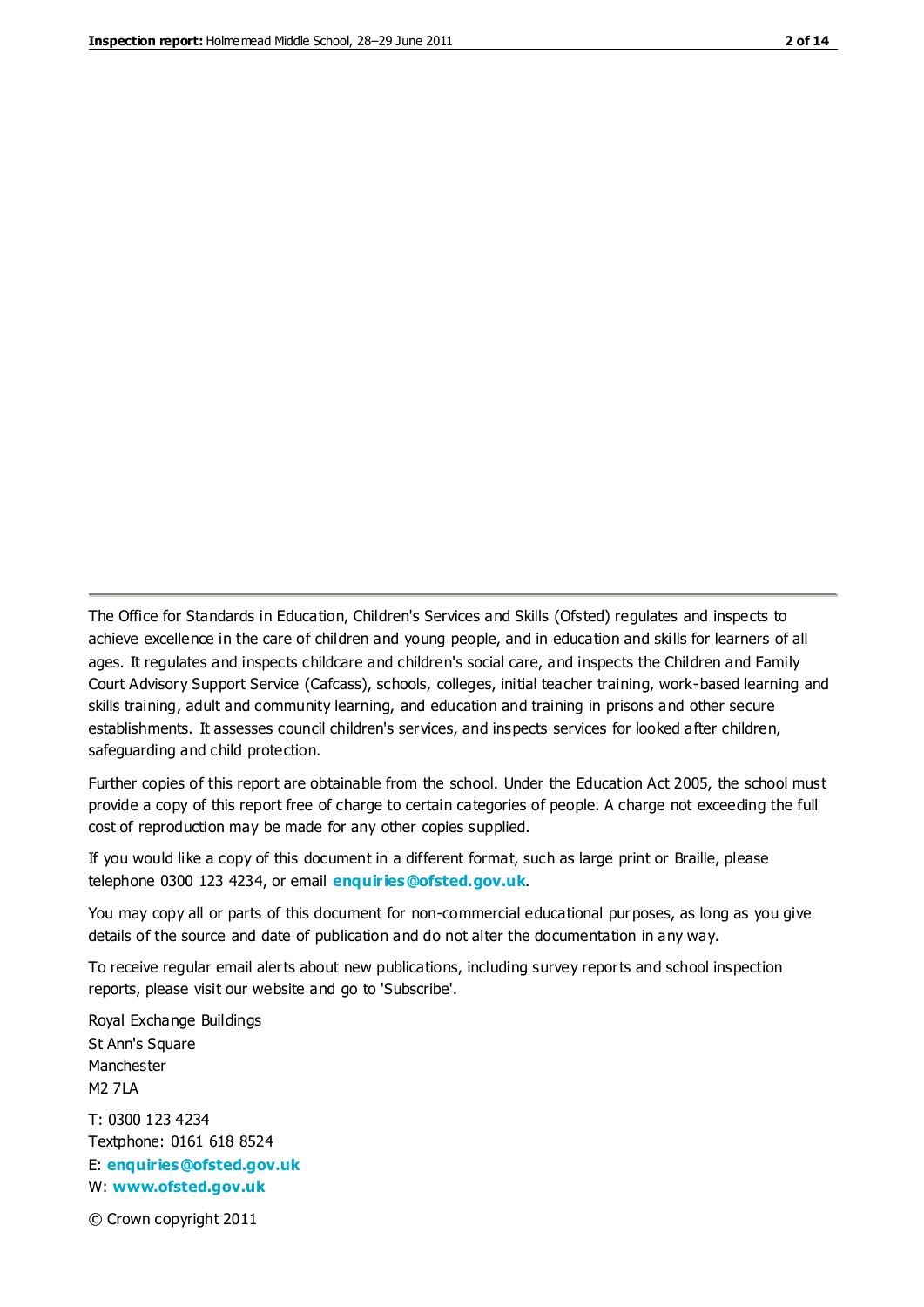The Office for Standards in Education, Children's Services and Skills (Ofsted) regulates and inspects to achieve excellence in the care of children and young people, and in education and skills for learners of all ages. It regulates and inspects childcare and children's social care, and inspects the Children and Family Court Advisory Support Service (Cafcass), schools, colleges, initial teacher training, work-based learning and skills training, adult and community learning, and education and training in prisons and other secure establishments. It assesses council children's services, and inspects services for looked after children, safeguarding and child protection.

Further copies of this report are obtainable from the school. Under the Education Act 2005, the school must provide a copy of this report free of charge to certain categories of people. A charge not exceeding the full cost of reproduction may be made for any other copies supplied.

If you would like a copy of this document in a different format, such as large print or Braille, please telephone 0300 123 4234, or email **enquiries@ofsted.gov.uk**.

You may copy all or parts of this document for non-commercial educational purposes, as long as you give details of the source and date of publication and do not alter the documentation in any way.

To receive regular email alerts about new publications, including survey reports and school inspection reports, please visit our website and go to 'Subscribe'.

Royal Exchange Buildings
St Ann's Square
Manchester
M2 7LA

T: 0300 123 4234
Textphone: 0161 618 8524
E: **enquiries@ofsted.gov.uk**
W: **www.ofsted.gov.uk**

© Crown copyright 2011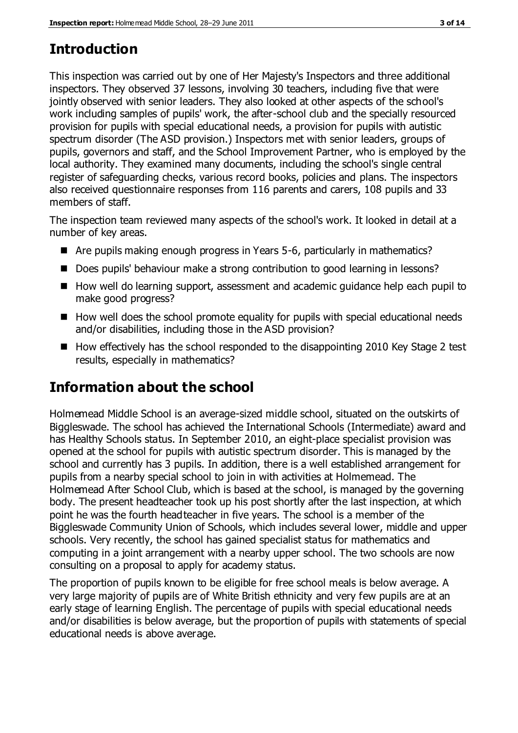## Introduction

This inspection was carried out by one of Her Majesty's Inspectors and three additional inspectors. They observed 37 lessons, involving 30 teachers, including five that were jointly observed with senior leaders. They also looked at other aspects of the school's work including samples of pupils' work, the after-school club and the specially resourced provision for pupils with special educational needs, a provision for pupils with autistic spectrum disorder (The ASD provision.) Inspectors met with senior leaders, groups of pupils, governors and staff, and the School Improvement Partner, who is employed by the local authority. They examined many documents, including the school's single central register of safeguarding checks, various record books, policies and plans. The inspectors also received questionnaire responses from 116 parents and carers, 108 pupils and 33 members of staff.

The inspection team reviewed many aspects of the school's work. It looked in detail at a number of key areas.

- Are pupils making enough progress in Years 5-6, particularly in mathematics?
- Does pupils' behaviour make a strong contribution to good learning in lessons?
- How well do learning support, assessment and academic guidance help each pupil to make good progress?
- How well does the school promote equality for pupils with special educational needs and/or disabilities, including those in the ASD provision?
- How effectively has the school responded to the disappointing 2010 Key Stage 2 test results, especially in mathematics?

## Information about the school

Holmemead Middle School is an average-sized middle school, situated on the outskirts of Biggleswade. The school has achieved the International Schools (Intermediate) award and has Healthy Schools status. In September 2010, an eight-place specialist provision was opened at the school for pupils with autistic spectrum disorder. This is managed by the school and currently has 3 pupils. In addition, there is a well established arrangement for pupils from a nearby special school to join in with activities at Holmemead. The Holmemead After School Club, which is based at the school, is managed by the governing body. The present headteacher took up his post shortly after the last inspection, at which point he was the fourth headteacher in five years. The school is a member of the Biggleswade Community Union of Schools, which includes several lower, middle and upper schools. Very recently, the school has gained specialist status for mathematics and computing in a joint arrangement with a nearby upper school. The two schools are now consulting on a proposal to apply for academy status.

The proportion of pupils known to be eligible for free school meals is below average. A very large majority of pupils are of White British ethnicity and very few pupils are at an early stage of learning English. The percentage of pupils with special educational needs and/or disabilities is below average, but the proportion of pupils with statements of special educational needs is above average.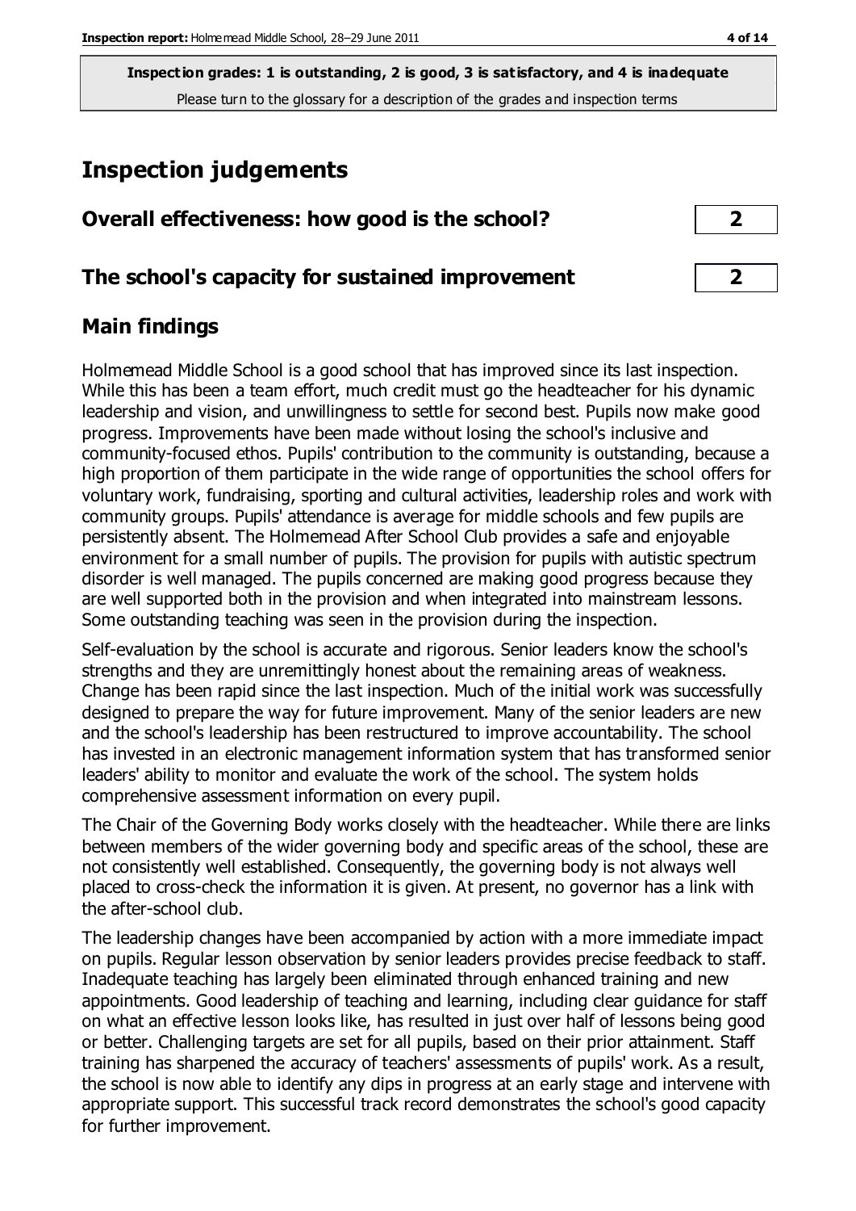Inspection grades: 1 is outstanding, 2 is good, 3 is satisfactory, and 4 is inadequate
Please turn to the glossary for a description of the grades and inspection terms

# Inspection judgements

## Overall effectiveness: how good is the school? 2

## The school's capacity for sustained improvement 2

## Main findings

Holmemead Middle School is a good school that has improved since its last inspection. While this has been a team effort, much credit must go the headteacher for his dynamic leadership and vision, and unwillingness to settle for second best. Pupils now make good progress. Improvements have been made without losing the school's inclusive and community-focused ethos. Pupils' contribution to the community is outstanding, because a high proportion of them participate in the wide range of opportunities the school offers for voluntary work, fundraising, sporting and cultural activities, leadership roles and work with community groups. Pupils' attendance is average for middle schools and few pupils are persistently absent. The Holmemead After School Club provides a safe and enjoyable environment for a small number of pupils. The provision for pupils with autistic spectrum disorder is well managed. The pupils concerned are making good progress because they are well supported both in the provision and when integrated into mainstream lessons. Some outstanding teaching was seen in the provision during the inspection.

Self-evaluation by the school is accurate and rigorous. Senior leaders know the school's strengths and they are unremittingly honest about the remaining areas of weakness. Change has been rapid since the last inspection. Much of the initial work was successfully designed to prepare the way for future improvement. Many of the senior leaders are new and the school's leadership has been restructured to improve accountability. The school has invested in an electronic management information system that has transformed senior leaders' ability to monitor and evaluate the work of the school. The system holds comprehensive assessment information on every pupil.

The Chair of the Governing Body works closely with the headteacher. While there are links between members of the wider governing body and specific areas of the school, these are not consistently well established. Consequently, the governing body is not always well placed to cross-check the information it is given. At present, no governor has a link with the after-school club.

The leadership changes have been accompanied by action with a more immediate impact on pupils. Regular lesson observation by senior leaders provides precise feedback to staff. Inadequate teaching has largely been eliminated through enhanced training and new appointments. Good leadership of teaching and learning, including clear guidance for staff on what an effective lesson looks like, has resulted in just over half of lessons being good or better. Challenging targets are set for all pupils, based on their prior attainment. Staff training has sharpened the accuracy of teachers' assessments of pupils' work. As a result, the school is now able to identify any dips in progress at an early stage and intervene with appropriate support. This successful track record demonstrates the school's good capacity for further improvement.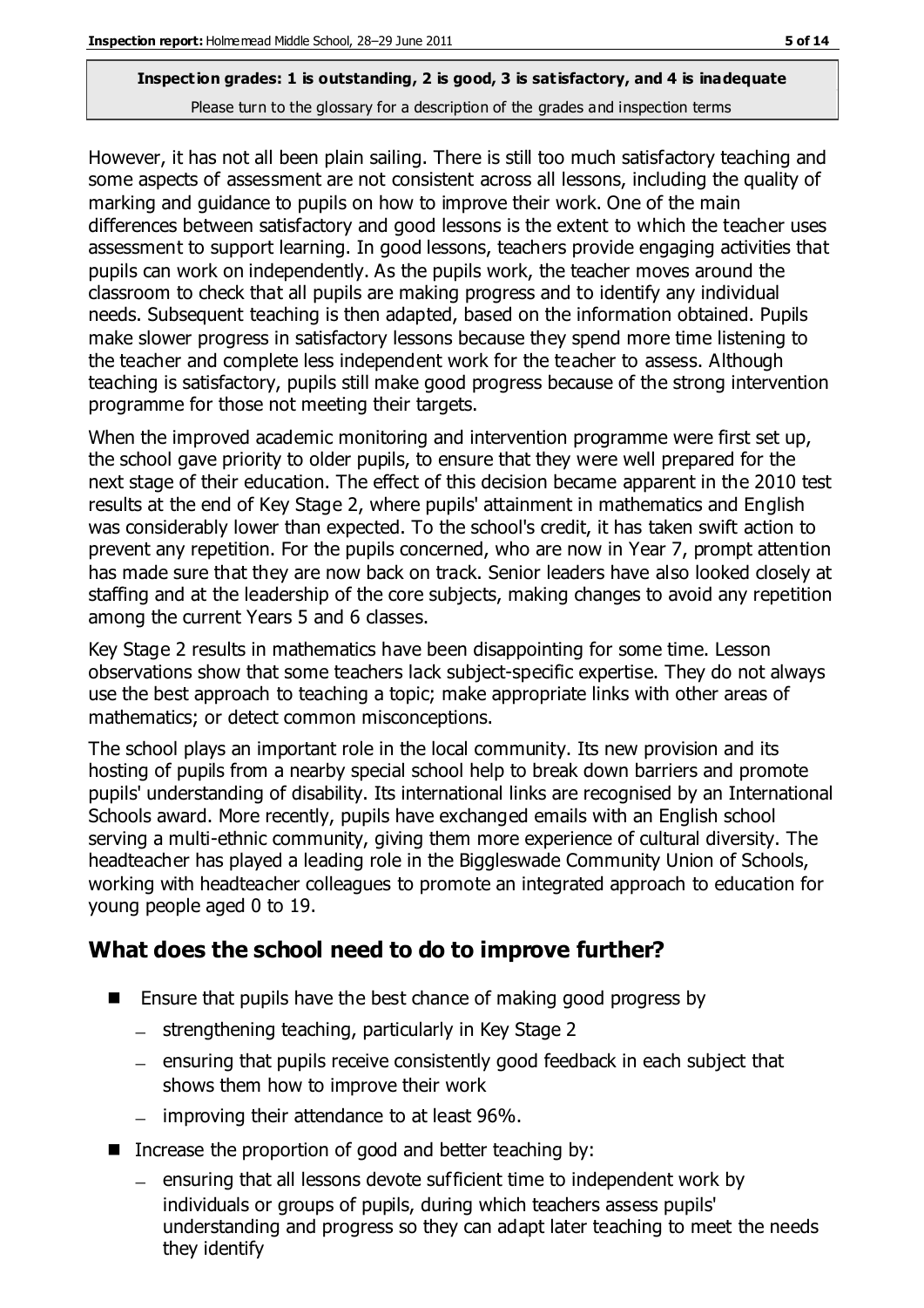However, it has not all been plain sailing. There is still too much satisfactory teaching and some aspects of assessment are not consistent across all lessons, including the quality of marking and guidance to pupils on how to improve their work. One of the main differences between satisfactory and good lessons is the extent to which the teacher uses assessment to support learning. In good lessons, teachers provide engaging activities that pupils can work on independently. As the pupils work, the teacher moves around the classroom to check that all pupils are making progress and to identify any individual needs. Subsequent teaching is then adapted, based on the information obtained. Pupils make slower progress in satisfactory lessons because they spend more time listening to the teacher and complete less independent work for the teacher to assess. Although teaching is satisfactory, pupils still make good progress because of the strong intervention programme for those not meeting their targets.

When the improved academic monitoring and intervention programme were first set up, the school gave priority to older pupils, to ensure that they were well prepared for the next stage of their education. The effect of this decision became apparent in the 2010 test results at the end of Key Stage 2, where pupils' attainment in mathematics and English was considerably lower than expected. To the school's credit, it has taken swift action to prevent any repetition. For the pupils concerned, who are now in Year 7, prompt attention has made sure that they are now back on track. Senior leaders have also looked closely at staffing and at the leadership of the core subjects, making changes to avoid any repetition among the current Years 5 and 6 classes.

Key Stage 2 results in mathematics have been disappointing for some time. Lesson observations show that some teachers lack subject-specific expertise. They do not always use the best approach to teaching a topic; make appropriate links with other areas of mathematics; or detect common misconceptions.

The school plays an important role in the local community. Its new provision and its hosting of pupils from a nearby special school help to break down barriers and promote pupils' understanding of disability. Its international links are recognised by an International Schools award. More recently, pupils have exchanged emails with an English school serving a multi-ethnic community, giving them more experience of cultural diversity. The headteacher has played a leading role in the Biggleswade Community Union of Schools, working with headteacher colleagues to promote an integrated approach to education for young people aged 0 to 19.

## What does the school need to do to improve further?

- Ensure that pupils have the best chance of making good progress by
  - strengthening teaching, particularly in Key Stage 2
  - ensuring that pupils receive consistently good feedback in each subject that shows them how to improve their work
  - improving their attendance to at least 96%.
- Increase the proportion of good and better teaching by:
  - ensuring that all lessons devote sufficient time to independent work by individuals or groups of pupils, during which teachers assess pupils' understanding and progress so they can adapt later teaching to meet the needs they identify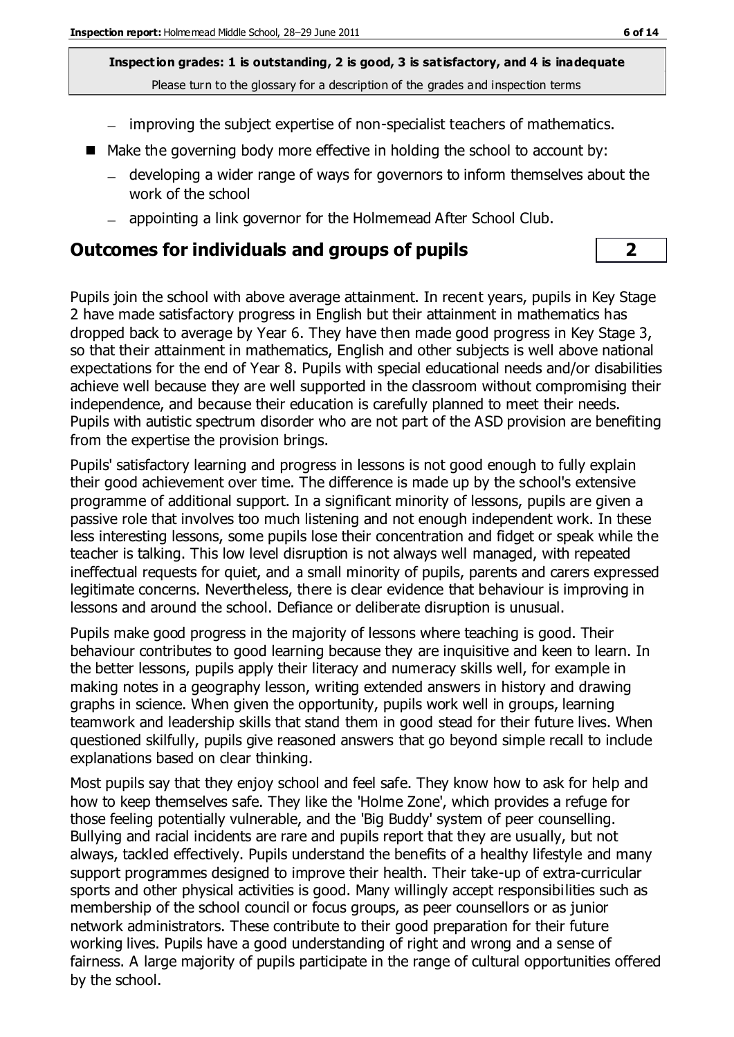- improving the subject expertise of non-specialist teachers of mathematics.

- Make the governing body more effective in holding the school to account by:
  - developing a wider range of ways for governors to inform themselves about the work of the school
  - appointing a link governor for the Holmemead After School Club.

## Outcomes for individuals and groups of pupils — 2

Pupils join the school with above average attainment. In recent years, pupils in Key Stage 2 have made satisfactory progress in English but their attainment in mathematics has dropped back to average by Year 6. They have then made good progress in Key Stage 3, so that their attainment in mathematics, English and other subjects is well above national expectations for the end of Year 8. Pupils with special educational needs and/or disabilities achieve well because they are well supported in the classroom without compromising their independence, and because their education is carefully planned to meet their needs. Pupils with autistic spectrum disorder who are not part of the ASD provision are benefiting from the expertise the provision brings.

Pupils' satisfactory learning and progress in lessons is not good enough to fully explain their good achievement over time. The difference is made up by the school's extensive programme of additional support. In a significant minority of lessons, pupils are given a passive role that involves too much listening and not enough independent work. In these less interesting lessons, some pupils lose their concentration and fidget or speak while the teacher is talking. This low level disruption is not always well managed, with repeated ineffectual requests for quiet, and a small minority of pupils, parents and carers expressed legitimate concerns. Nevertheless, there is clear evidence that behaviour is improving in lessons and around the school. Defiance or deliberate disruption is unusual.

Pupils make good progress in the majority of lessons where teaching is good. Their behaviour contributes to good learning because they are inquisitive and keen to learn. In the better lessons, pupils apply their literacy and numeracy skills well, for example in making notes in a geography lesson, writing extended answers in history and drawing graphs in science. When given the opportunity, pupils work well in groups, learning teamwork and leadership skills that stand them in good stead for their future lives. When questioned skilfully, pupils give reasoned answers that go beyond simple recall to include explanations based on clear thinking.

Most pupils say that they enjoy school and feel safe. They know how to ask for help and how to keep themselves safe. They like the 'Holme Zone', which provides a refuge for those feeling potentially vulnerable, and the 'Big Buddy' system of peer counselling. Bullying and racial incidents are rare and pupils report that they are usually, but not always, tackled effectively. Pupils understand the benefits of a healthy lifestyle and many support programmes designed to improve their health. Their take-up of extra-curricular sports and other physical activities is good. Many willingly accept responsibilities such as membership of the school council or focus groups, as peer counsellors or as junior network administrators. These contribute to their good preparation for their future working lives. Pupils have a good understanding of right and wrong and a sense of fairness. A large majority of pupils participate in the range of cultural opportunities offered by the school.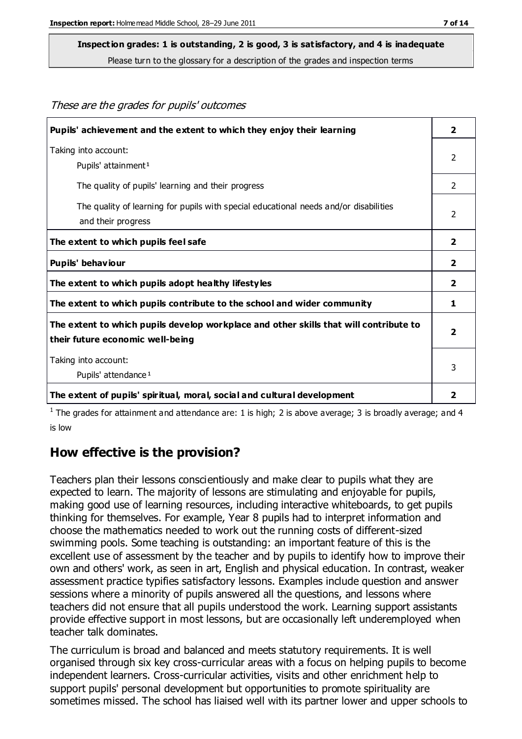**Inspection grades: 1 is outstanding, 2 is good, 3 is satisfactory, and 4 is inadequate**
Please turn to the glossary for a description of the grades and inspection terms

*These are the grades for pupils' outcomes*

| | |
|---|---|
| **Pupils' achievement and the extent to which they enjoy their learning** | **2** |
| Taking into account: Pupils' attainment[1] | 2 |
| The quality of pupils' learning and their progress | 2 |
| The quality of learning for pupils with special educational needs and/or disabilities and their progress | 2 |
| **The extent to which pupils feel safe** | **2** |
| **Pupils' behaviour** | **2** |
| **The extent to which pupils adopt healthy lifestyles** | **2** |
| **The extent to which pupils contribute to the school and wider community** | **1** |
| **The extent to which pupils develop workplace and other skills that will contribute to their future economic well-being** | **2** |
| Taking into account: Pupils' attendance[1] | 3 |
| **The extent of pupils' spiritual, moral, social and cultural development** | **2** |

[1] The grades for attainment and attendance are: 1 is high; 2 is above average; 3 is broadly average; and 4 is low

## How effective is the provision?

Teachers plan their lessons conscientiously and make clear to pupils what they are expected to learn. The majority of lessons are stimulating and enjoyable for pupils, making good use of learning resources, including interactive whiteboards, to get pupils thinking for themselves. For example, Year 8 pupils had to interpret information and choose the mathematics needed to work out the running costs of different-sized swimming pools. Some teaching is outstanding: an important feature of this is the excellent use of assessment by the teacher and by pupils to identify how to improve their own and others' work, as seen in art, English and physical education. In contrast, weaker assessment practice typifies satisfactory lessons. Examples include question and answer sessions where a minority of pupils answered all the questions, and lessons where teachers did not ensure that all pupils understood the work. Learning support assistants provide effective support in most lessons, but are occasionally left underemployed when teacher talk dominates.

The curriculum is broad and balanced and meets statutory requirements. It is well organised through six key cross-curricular areas with a focus on helping pupils to become independent learners. Cross-curricular activities, visits and other enrichment help to support pupils' personal development but opportunities to promote spirituality are sometimes missed. The school has liaised well with its partner lower and upper schools to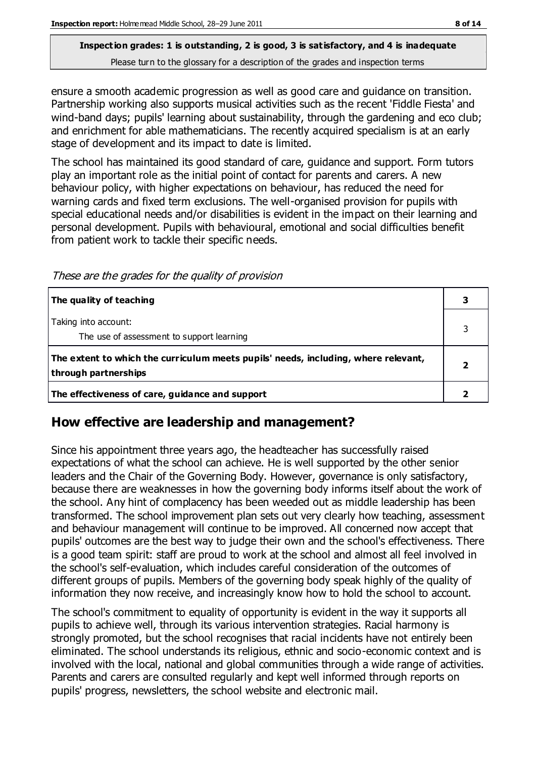ensure a smooth academic progression as well as good care and guidance on transition. Partnership working also supports musical activities such as the recent 'Fiddle Fiesta' and wind-band days; pupils' learning about sustainability, through the gardening and eco club; and enrichment for able mathematicians. The recently acquired specialism is at an early stage of development and its impact to date is limited.

The school has maintained its good standard of care, guidance and support. Form tutors play an important role as the initial point of contact for parents and carers. A new behaviour policy, with higher expectations on behaviour, has reduced the need for warning cards and fixed term exclusions. The well-organised provision for pupils with special educational needs and/or disabilities is evident in the impact on their learning and personal development. Pupils with behavioural, emotional and social difficulties benefit from patient work to tackle their specific needs.

*These are the grades for the quality of provision*

| | |
|---|---|
| **The quality of teaching** | **3** |
| Taking into account:<br>The use of assessment to support learning | 3 |
| **The extent to which the curriculum meets pupils' needs, including, where relevant, through partnerships** | **2** |
| **The effectiveness of care, guidance and support** | **2** |

## How effective are leadership and management?

Since his appointment three years ago, the headteacher has successfully raised expectations of what the school can achieve. He is well supported by the other senior leaders and the Chair of the Governing Body. However, governance is only satisfactory, because there are weaknesses in how the governing body informs itself about the work of the school. Any hint of complacency has been weeded out as middle leadership has been transformed. The school improvement plan sets out very clearly how teaching, assessment and behaviour management will continue to be improved. All concerned now accept that pupils' outcomes are the best way to judge their own and the school's effectiveness. There is a good team spirit: staff are proud to work at the school and almost all feel involved in the school's self-evaluation, which includes careful consideration of the outcomes of different groups of pupils. Members of the governing body speak highly of the quality of information they now receive, and increasingly know how to hold the school to account.

The school's commitment to equality of opportunity is evident in the way it supports all pupils to achieve well, through its various intervention strategies. Racial harmony is strongly promoted, but the school recognises that racial incidents have not entirely been eliminated. The school understands its religious, ethnic and socio-economic context and is involved with the local, national and global communities through a wide range of activities. Parents and carers are consulted regularly and kept well informed through reports on pupils' progress, newsletters, the school website and electronic mail.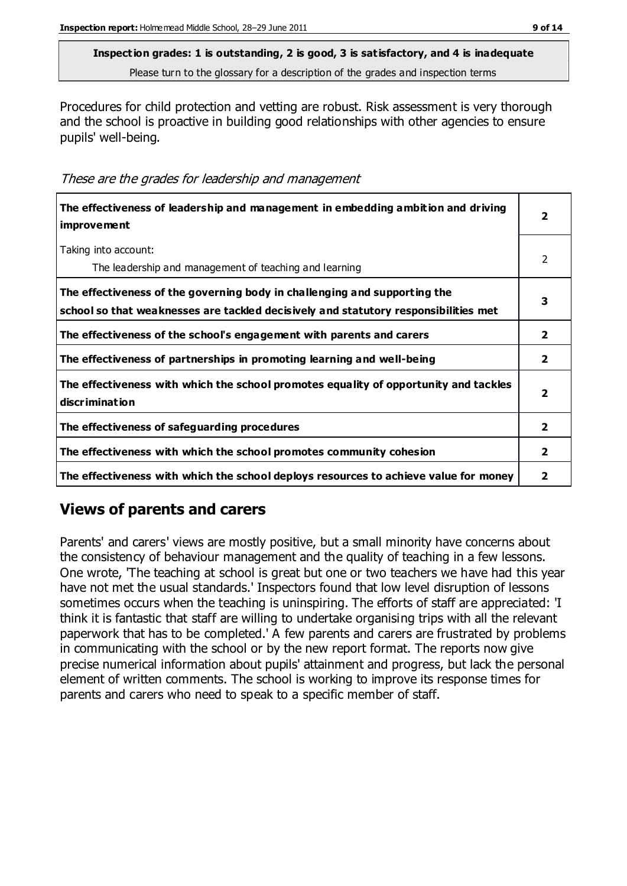**Inspection grades: 1 is outstanding, 2 is good, 3 is satisfactory, and 4 is inadequate**
Please turn to the glossary for a description of the grades and inspection terms

Procedures for child protection and vetting are robust. Risk assessment is very thorough and the school is proactive in building good relationships with other agencies to ensure pupils' well-being.

*These are the grades for leadership and management*

| | |
|---|---|
| **The effectiveness of leadership and management in embedding ambition and driving improvement** | **2** |
| Taking into account:<br>The leadership and management of teaching and learning | 2 |
| **The effectiveness of the governing body in challenging and supporting the school so that weaknesses are tackled decisively and statutory responsibilities met** | **3** |
| **The effectiveness of the school's engagement with parents and carers** | **2** |
| **The effectiveness of partnerships in promoting learning and well-being** | **2** |
| **The effectiveness with which the school promotes equality of opportunity and tackles discrimination** | **2** |
| **The effectiveness of safeguarding procedures** | **2** |
| **The effectiveness with which the school promotes community cohesion** | **2** |
| **The effectiveness with which the school deploys resources to achieve value for money** | **2** |

## Views of parents and carers

Parents' and carers' views are mostly positive, but a small minority have concerns about the consistency of behaviour management and the quality of teaching in a few lessons. One wrote, 'The teaching at school is great but one or two teachers we have had this year have not met the usual standards.' Inspectors found that low level disruption of lessons sometimes occurs when the teaching is uninspiring. The efforts of staff are appreciated: 'I think it is fantastic that staff are willing to undertake organising trips with all the relevant paperwork that has to be completed.' A few parents and carers are frustrated by problems in communicating with the school or by the new report format. The reports now give precise numerical information about pupils' attainment and progress, but lack the personal element of written comments. The school is working to improve its response times for parents and carers who need to speak to a specific member of staff.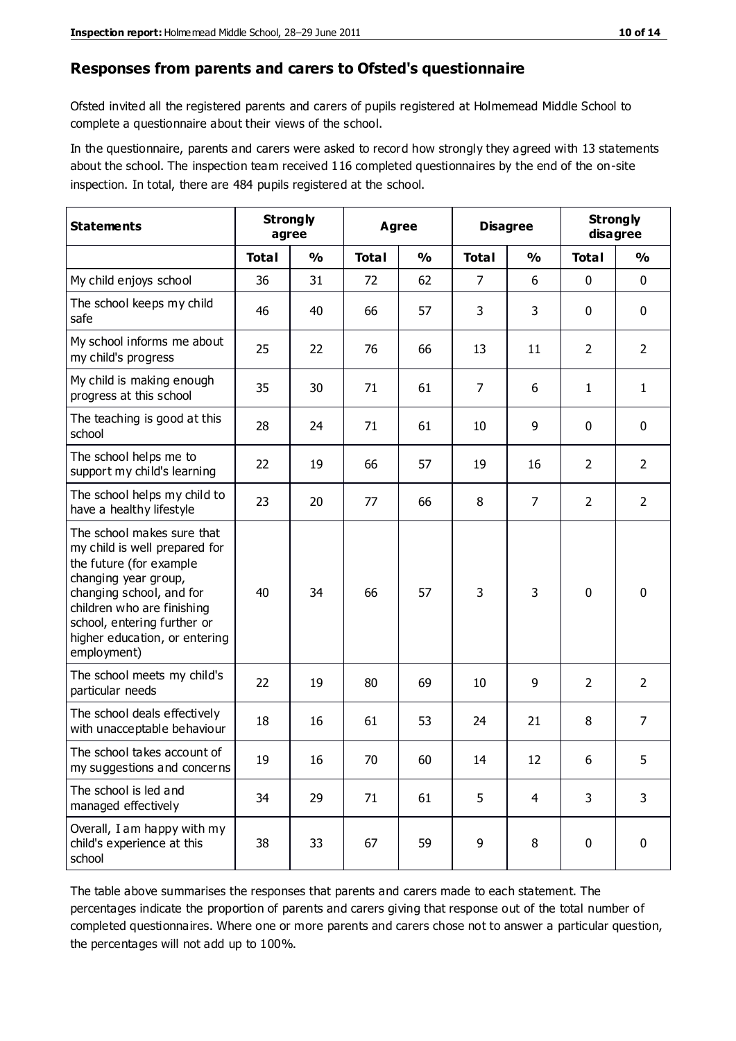## Responses from parents and carers to Ofsted's questionnaire

Ofsted invited all the registered parents and carers of pupils registered at Holmemead Middle School to complete a questionnaire about their views of the school.

In the questionnaire, parents and carers were asked to record how strongly they agreed with 13 statements about the school. The inspection team received 116 completed questionnaires by the end of the on-site inspection. In total, there are 484 pupils registered at the school.

| Statements | Strongly agree | | Agree | | Disagree | | Strongly disagree | |
|---|---|---|---|---|---|---|---|---|
| | Total | % | Total | % | Total | % | Total | % |
| My child enjoys school | 36 | 31 | 72 | 62 | 7 | 6 | 0 | 0 |
| The school keeps my child safe | 46 | 40 | 66 | 57 | 3 | 3 | 0 | 0 |
| My school informs me about my child's progress | 25 | 22 | 76 | 66 | 13 | 11 | 2 | 2 |
| My child is making enough progress at this school | 35 | 30 | 71 | 61 | 7 | 6 | 1 | 1 |
| The teaching is good at this school | 28 | 24 | 71 | 61 | 10 | 9 | 0 | 0 |
| The school helps me to support my child's learning | 22 | 19 | 66 | 57 | 19 | 16 | 2 | 2 |
| The school helps my child to have a healthy lifestyle | 23 | 20 | 77 | 66 | 8 | 7 | 2 | 2 |
| The school makes sure that my child is well prepared for the future (for example changing year group, changing school, and for children who are finishing school, entering further or higher education, or entering employment) | 40 | 34 | 66 | 57 | 3 | 3 | 0 | 0 |
| The school meets my child's particular needs | 22 | 19 | 80 | 69 | 10 | 9 | 2 | 2 |
| The school deals effectively with unacceptable behaviour | 18 | 16 | 61 | 53 | 24 | 21 | 8 | 7 |
| The school takes account of my suggestions and concerns | 19 | 16 | 70 | 60 | 14 | 12 | 6 | 5 |
| The school is led and managed effectively | 34 | 29 | 71 | 61 | 5 | 4 | 3 | 3 |
| Overall, I am happy with my child's experience at this school | 38 | 33 | 67 | 59 | 9 | 8 | 0 | 0 |

The table above summarises the responses that parents and carers made to each statement. The percentages indicate the proportion of parents and carers giving that response out of the total number of completed questionnaires. Where one or more parents and carers chose not to answer a particular question, the percentages will not add up to 100%.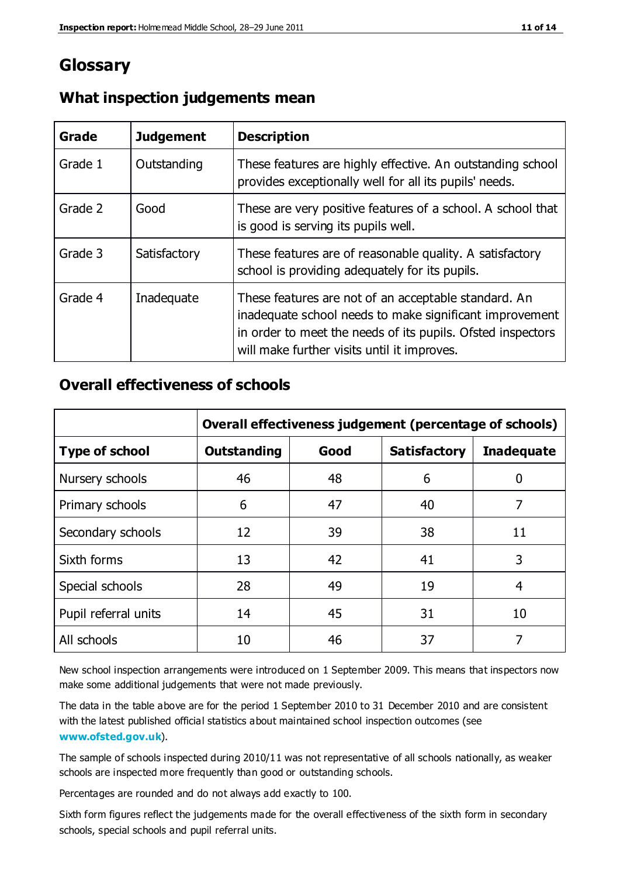# Glossary

## What inspection judgements mean

| Grade | Judgement | Description |
|---|---|---|
| Grade 1 | Outstanding | These features are highly effective. An outstanding school provides exceptionally well for all its pupils' needs. |
| Grade 2 | Good | These are very positive features of a school. A school that is good is serving its pupils well. |
| Grade 3 | Satisfactory | These features are of reasonable quality. A satisfactory school is providing adequately for its pupils. |
| Grade 4 | Inadequate | These features are not of an acceptable standard. An inadequate school needs to make significant improvement in order to meet the needs of its pupils. Ofsted inspectors will make further visits until it improves. |

## Overall effectiveness of schools

| | Overall effectiveness judgement (percentage of schools) | | | |
|---|---|---|---|---|
| **Type of school** | **Outstanding** | **Good** | **Satisfactory** | **Inadequate** |
| Nursery schools | 46 | 48 | 6 | 0 |
| Primary schools | 6 | 47 | 40 | 7 |
| Secondary schools | 12 | 39 | 38 | 11 |
| Sixth forms | 13 | 42 | 41 | 3 |
| Special schools | 28 | 49 | 19 | 4 |
| Pupil referral units | 14 | 45 | 31 | 10 |
| All schools | 10 | 46 | 37 | 7 |

New school inspection arrangements were introduced on 1 September 2009. This means that inspectors now make some additional judgements that were not made previously.

The data in the table above are for the period 1 September 2010 to 31 December 2010 and are consistent with the latest published official statistics about maintained school inspection outcomes (see **www.ofsted.gov.uk**).

The sample of schools inspected during 2010/11 was not representative of all schools nationally, as weaker schools are inspected more frequently than good or outstanding schools.

Percentages are rounded and do not always add exactly to 100.

Sixth form figures reflect the judgements made for the overall effectiveness of the sixth form in secondary schools, special schools and pupil referral units.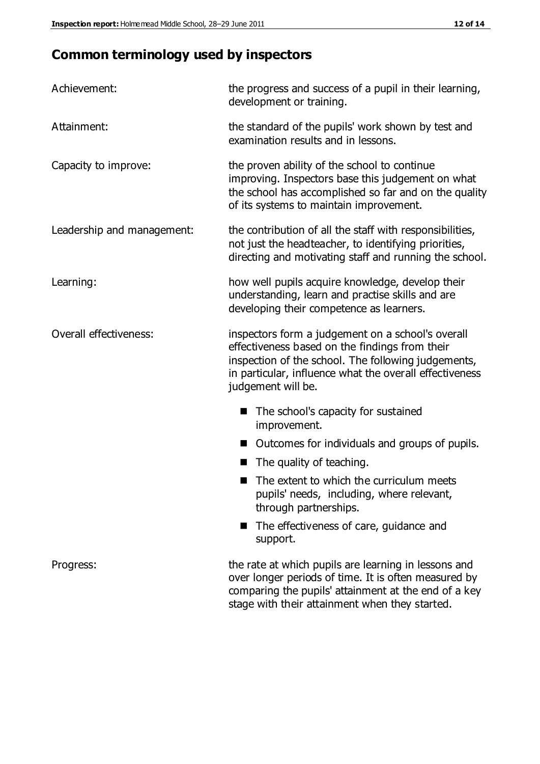## Common terminology used by inspectors

| | |
|---|---|
| Achievement: | the progress and success of a pupil in their learning, development or training. |
| Attainment: | the standard of the pupils' work shown by test and examination results and in lessons. |
| Capacity to improve: | the proven ability of the school to continue improving. Inspectors base this judgement on what the school has accomplished so far and on the quality of its systems to maintain improvement. |
| Leadership and management: | the contribution of all the staff with responsibilities, not just the headteacher, to identifying priorities, directing and motivating staff and running the school. |
| Learning: | how well pupils acquire knowledge, develop their understanding, learn and practise skills and are developing their competence as learners. |
| Overall effectiveness: | inspectors form a judgement on a school's overall effectiveness based on the findings from their inspection of the school. The following judgements, in particular, influence what the overall effectiveness judgement will be. |

- The school's capacity for sustained improvement.
- Outcomes for individuals and groups of pupils.
- The quality of teaching.
- The extent to which the curriculum meets pupils' needs, including, where relevant, through partnerships.
- The effectiveness of care, guidance and support.

| | |
|---|---|
| Progress: | the rate at which pupils are learning in lessons and over longer periods of time. It is often measured by comparing the pupils' attainment at the end of a key stage with their attainment when they started. |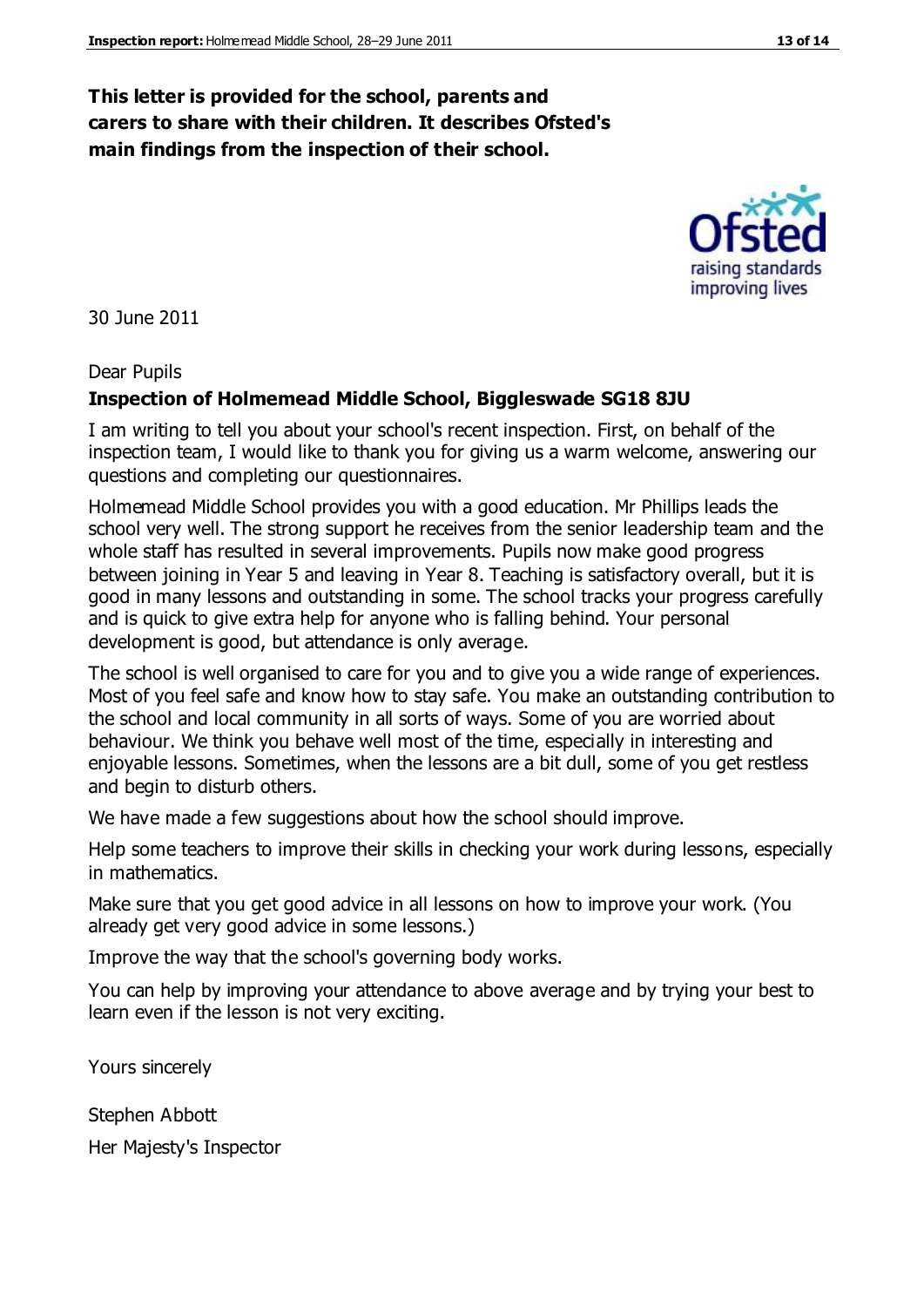**This letter is provided for the school, parents and carers to share with their children. It describes Ofsted's main findings from the inspection of their school.**

30 June 2011

Dear Pupils

**Inspection of Holmemead Middle School, Biggleswade SG18 8JU**

I am writing to tell you about your school's recent inspection. First, on behalf of the inspection team, I would like to thank you for giving us a warm welcome, answering our questions and completing our questionnaires.

Holmemead Middle School provides you with a good education. Mr Phillips leads the school very well. The strong support he receives from the senior leadership team and the whole staff has resulted in several improvements. Pupils now make good progress between joining in Year 5 and leaving in Year 8. Teaching is satisfactory overall, but it is good in many lessons and outstanding in some. The school tracks your progress carefully and is quick to give extra help for anyone who is falling behind. Your personal development is good, but attendance is only average.

The school is well organised to care for you and to give you a wide range of experiences. Most of you feel safe and know how to stay safe. You make an outstanding contribution to the school and local community in all sorts of ways. Some of you are worried about behaviour. We think you behave well most of the time, especially in interesting and enjoyable lessons. Sometimes, when the lessons are a bit dull, some of you get restless and begin to disturb others.

We have made a few suggestions about how the school should improve.

Help some teachers to improve their skills in checking your work during lessons, especially in mathematics.

Make sure that you get good advice in all lessons on how to improve your work. (You already get very good advice in some lessons.)

Improve the way that the school's governing body works.

You can help by improving your attendance to above average and by trying your best to learn even if the lesson is not very exciting.

Yours sincerely

Stephen Abbott

Her Majesty's Inspector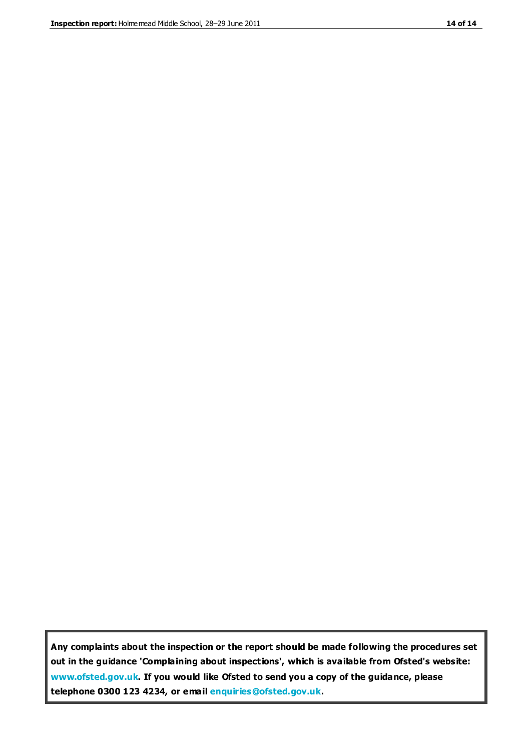**Any complaints about the inspection or the report should be made following the procedures set out in the guidance 'Complaining about inspections', which is available from Ofsted's website: www.ofsted.gov.uk. If you would like Ofsted to send you a copy of the guidance, please telephone 0300 123 4234, or email enquiries@ofsted.gov.uk.**